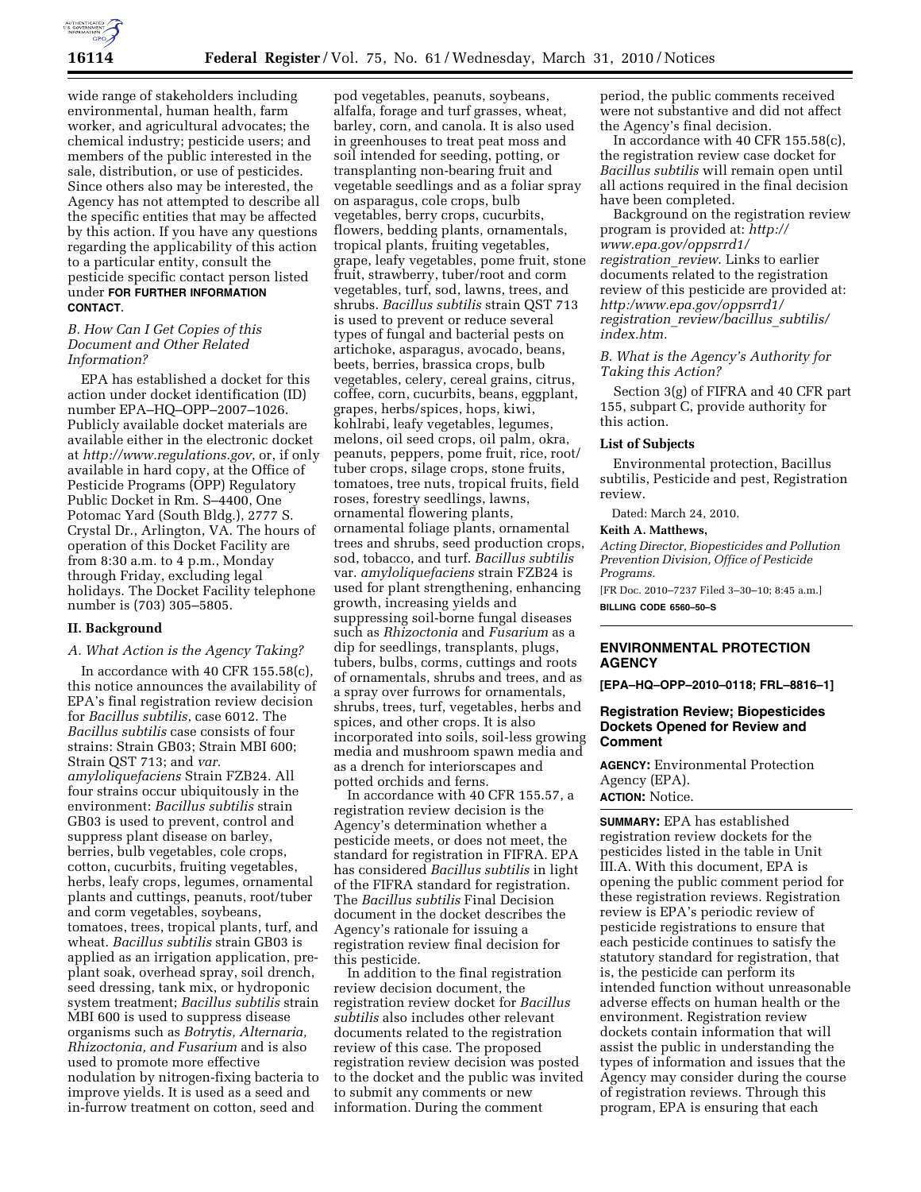wide range of stakeholders including environmental, human health, farm worker, and agricultural advocates; the chemical industry; pesticide users; and members of the public interested in the sale, distribution, or use of pesticides. Since others also may be interested, the Agency has not attempted to describe all the specific entities that may be affected by this action. If you have any questions regarding the applicability of this action to a particular entity, consult the pesticide specific contact person listed under **FOR FURTHER INFORMATION CONTACT**.

*B. How Can I Get Copies of this Document and Other Related Information?*

EPA has established a docket for this action under docket identification (ID) number EPA–HQ–OPP–2007–1026. Publicly available docket materials are available either in the electronic docket at *http://www.regulations.gov*, or, if only available in hard copy, at the Office of Pesticide Programs (OPP) Regulatory Public Docket in Rm. S–4400, One Potomac Yard (South Bldg.), 2777 S. Crystal Dr., Arlington, VA. The hours of operation of this Docket Facility are from 8:30 a.m. to 4 p.m., Monday through Friday, excluding legal holidays. The Docket Facility telephone number is (703) 305–5805.

## II. Background

*A. What Action is the Agency Taking?*

In accordance with 40 CFR 155.58(c), this notice announces the availability of EPA's final registration review decision for *Bacillus subtilis*, case 6012. The *Bacillus subtilis* case consists of four strains: Strain GB03; Strain MBI 600; Strain QST 713; and *var. amyloliquefaciens* Strain FZB24. All four strains occur ubiquitously in the environment: *Bacillus subtilis* strain GB03 is used to prevent, control and suppress plant disease on barley, berries, bulb vegetables, cole crops, cotton, cucurbits, fruiting vegetables, herbs, leafy crops, legumes, ornamental plants and cuttings, peanuts, root/tuber and corm vegetables, soybeans, tomatoes, trees, tropical plants, turf, and wheat. *Bacillus subtilis* strain GB03 is applied as an irrigation application, pre-plant soak, overhead spray, soil drench, seed dressing, tank mix, or hydroponic system treatment; *Bacillus subtilis* strain MBI 600 is used to suppress disease organisms such as *Botrytis, Alternaria, Rhizoctonia, and Fusarium* and is also used to promote more effective nodulation by nitrogen-fixing bacteria to improve yields. It is used as a seed and in-furrow treatment on cotton, seed and pod vegetables, peanuts, soybeans, alfalfa, forage and turf grasses, wheat, barley, corn, and canola. It is also used in greenhouses to treat peat moss and soil intended for seeding, potting, or transplanting non-bearing fruit and vegetable seedlings and as a foliar spray on asparagus, cole crops, bulb vegetables, berry crops, cucurbits, flowers, bedding plants, ornamentals, tropical plants, fruiting vegetables, grape, leafy vegetables, pome fruit, stone fruit, strawberry, tuber/root and corm vegetables, turf, sod, lawns, trees, and shrubs. *Bacillus subtilis* strain QST 713 is used to prevent or reduce several types of fungal and bacterial pests on artichoke, asparagus, avocado, beans, beets, berries, brassica crops, bulb vegetables, celery, cereal grains, citrus, coffee, corn, cucurbits, beans, eggplant, grapes, herbs/spices, hops, kiwi, kohlrabi, leafy vegetables, legumes, melons, oil seed crops, oil palm, okra, peanuts, peppers, pome fruit, rice, root/tuber crops, silage crops, stone fruits, tomatoes, tree nuts, tropical fruits, field roses, forestry seedlings, lawns, ornamental flowering plants, ornamental foliage plants, ornamental trees and shrubs, seed production crops, sod, tobacco, and turf. *Bacillus subtilis* var. *amyloliquefaciens* strain FZB24 is used for plant strengthening, enhancing growth, increasing yields and suppressing soil-borne fungal diseases such as *Rhizoctonia* and *Fusarium* as a dip for seedlings, transplants, plugs, tubers, bulbs, corms, cuttings and roots of ornamentals, shrubs and trees, and as a spray over furrows for ornamentals, shrubs, trees, turf, vegetables, herbs and spices, and other crops. It is also incorporated into soils, soil-less growing media and mushroom spawn media and as a drench for interiorscapes and potted orchids and ferns.

In accordance with 40 CFR 155.57, a registration review decision is the Agency's determination whether a pesticide meets, or does not meet, the standard for registration in FIFRA. EPA has considered *Bacillus subtilis* in light of the FIFRA standard for registration. The *Bacillus subtilis* Final Decision document in the docket describes the Agency's rationale for issuing a registration review final decision for this pesticide.

In addition to the final registration review decision document, the registration review docket for *Bacillus subtilis* also includes other relevant documents related to the registration review of this case. The proposed registration review decision was posted to the docket and the public was invited to submit any comments or new information. During the comment period, the public comments received were not substantive and did not affect the Agency's final decision.

In accordance with 40 CFR 155.58(c), the registration review case docket for *Bacillus subtilis* will remain open until all actions required in the final decision have been completed.

Background on the registration review program is provided at: *http://www.epa.gov/oppsrrd1/registration_review*. Links to earlier documents related to the registration review of this pesticide are provided at: *http:/www.epa.gov/oppsrrd1/registration_review/bacillus_subtilis/index.htm.*

*B. What is the Agency's Authority for Taking this Action?*

Section 3(g) of FIFRA and 40 CFR part 155, subpart C, provide authority for this action.

### List of Subjects

Environmental protection, Bacillus subtilis, Pesticide and pest, Registration review.

Dated: March 24, 2010.

**Keith A. Matthews,**

*Acting Director, Biopesticides and Pollution Prevention Division, Office of Pesticide Programs.*

[FR Doc. 2010–7237 Filed 3–30–10; 8:45 a.m.]

**BILLING CODE 6560–50–S**

---

## ENVIRONMENTAL PROTECTION AGENCY

**[EPA–HQ–OPP–2010–0118; FRL–8816–1]**

## Registration Review; Biopesticides Dockets Opened for Review and Comment

**AGENCY:** Environmental Protection Agency (EPA).

**ACTION:** Notice.

**SUMMARY:** EPA has established registration review dockets for the pesticides listed in the table in Unit III.A. With this document, EPA is opening the public comment period for these registration reviews. Registration review is EPA's periodic review of pesticide registrations to ensure that each pesticide continues to satisfy the statutory standard for registration, that is, the pesticide can perform its intended function without unreasonable adverse effects on human health or the environment. Registration review dockets contain information that will assist the public in understanding the types of information and issues that the Agency may consider during the course of registration reviews. Through this program, EPA is ensuring that each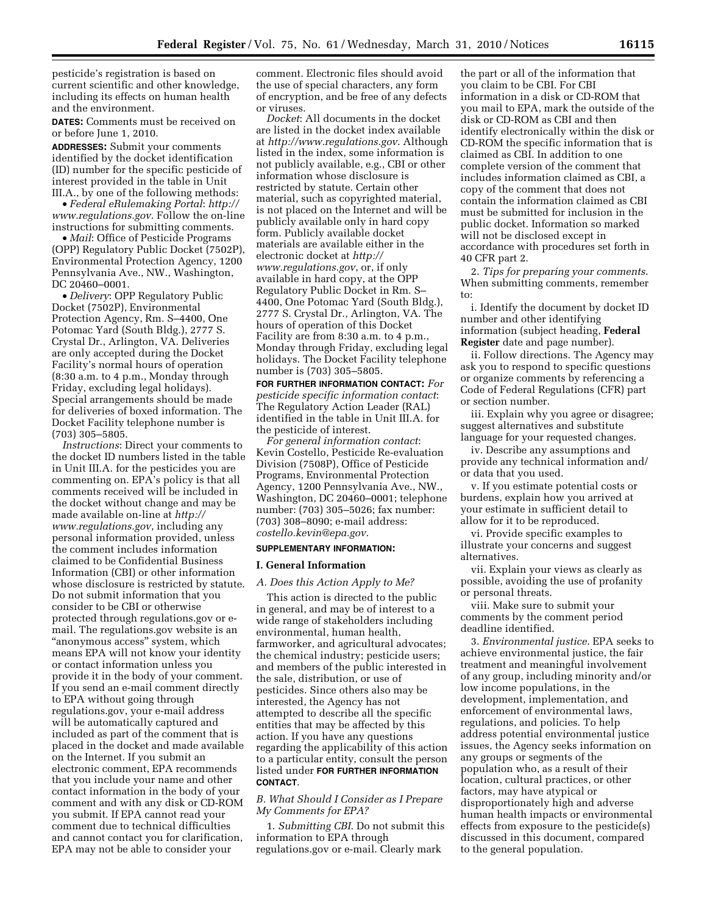pesticide's registration is based on current scientific and other knowledge, including its effects on human health and the environment.

**DATES:** Comments must be received on or before June 1, 2010.

**ADDRESSES:** Submit your comments identified by the docket identification (ID) number for the specific pesticide of interest provided in the table in Unit III.A., by one of the following methods:

- *Federal eRulemaking Portal*: *http://www.regulations.gov*. Follow the on-line instructions for submitting comments.
- *Mail*: Office of Pesticide Programs (OPP) Regulatory Public Docket (7502P), Environmental Protection Agency, 1200 Pennsylvania Ave., NW., Washington, DC 20460–0001.
- *Delivery*: OPP Regulatory Public Docket (7502P), Environmental Protection Agency, Rm. S–4400, One Potomac Yard (South Bldg.), 2777 S. Crystal Dr., Arlington, VA. Deliveries are only accepted during the Docket Facility's normal hours of operation (8:30 a.m. to 4 p.m., Monday through Friday, excluding legal holidays). Special arrangements should be made for deliveries of boxed information. The Docket Facility telephone number is (703) 305–5805.

*Instructions*: Direct your comments to the docket ID numbers listed in the table in Unit III.A. for the pesticides you are commenting on. EPA's policy is that all comments received will be included in the docket without change and may be made available on-line at *http://www.regulations.gov*, including any personal information provided, unless the comment includes information claimed to be Confidential Business Information (CBI) or other information whose disclosure is restricted by statute. Do not submit information that you consider to be CBI or otherwise protected through regulations.gov or e-mail. The regulations.gov website is an "anonymous access" system, which means EPA will not know your identity or contact information unless you provide it in the body of your comment. If you send an e-mail comment directly to EPA without going through regulations.gov, your e-mail address will be automatically captured and included as part of the comment that is placed in the docket and made available on the Internet. If you submit an electronic comment, EPA recommends that you include your name and other contact information in the body of your comment and with any disk or CD-ROM you submit. If EPA cannot read your comment due to technical difficulties and cannot contact you for clarification, EPA may not be able to consider your comment. Electronic files should avoid the use of special characters, any form of encryption, and be free of any defects or viruses.

*Docket*: All documents in the docket are listed in the docket index available at *http://www.regulations.gov*. Although listed in the index, some information is not publicly available, e.g., CBI or other information whose disclosure is restricted by statute. Certain other material, such as copyrighted material, is not placed on the Internet and will be publicly available only in hard copy form. Publicly available docket materials are available either in the electronic docket at *http://www.regulations.gov*, or, if only available in hard copy, at the OPP Regulatory Public Docket in Rm. S–4400, One Potomac Yard (South Bldg.), 2777 S. Crystal Dr., Arlington, VA. The hours of operation of this Docket Facility are from 8:30 a.m. to 4 p.m., Monday through Friday, excluding legal holidays. The Docket Facility telephone number is (703) 305–5805.

**FOR FURTHER INFORMATION CONTACT:** *For pesticide specific information contact*: The Regulatory Action Leader (RAL) identified in the table in Unit III.A. for the pesticide of interest.

*For general information contact*: Kevin Costello, Pesticide Re-evaluation Division (7508P), Office of Pesticide Programs, Environmental Protection Agency, 1200 Pennsylvania Ave., NW., Washington, DC 20460–0001; telephone number: (703) 305–5026; fax number: (703) 308–8090; e-mail address: *costello.kevin@epa.gov*.

**SUPPLEMENTARY INFORMATION:**

## I. General Information

### *A. Does this Action Apply to Me?*

This action is directed to the public in general, and may be of interest to a wide range of stakeholders including environmental, human health, farmworker, and agricultural advocates; the chemical industry; pesticide users; and members of the public interested in the sale, distribution, or use of pesticides. Since others also may be interested, the Agency has not attempted to describe all the specific entities that may be affected by this action. If you have any questions regarding the applicability of this action to a particular entity, consult the person listed under **FOR FURTHER INFORMATION CONTACT**.

### *B. What Should I Consider as I Prepare My Comments for EPA?*

1. *Submitting CBI.* Do not submit this information to EPA through regulations.gov or e-mail. Clearly mark the part or all of the information that you claim to be CBI. For CBI information in a disk or CD-ROM that you mail to EPA, mark the outside of the disk or CD-ROM as CBI and then identify electronically within the disk or CD-ROM the specific information that is claimed as CBI. In addition to one complete version of the comment that includes information claimed as CBI, a copy of the comment that does not contain the information claimed as CBI must be submitted for inclusion in the public docket. Information so marked will not be disclosed except in accordance with procedures set forth in 40 CFR part 2.

2. *Tips for preparing your comments.* When submitting comments, remember to:

i. Identify the document by docket ID number and other identifying information (subject heading, **Federal Register** date and page number).

ii. Follow directions. The Agency may ask you to respond to specific questions or organize comments by referencing a Code of Federal Regulations (CFR) part or section number.

iii. Explain why you agree or disagree; suggest alternatives and substitute language for your requested changes.

iv. Describe any assumptions and provide any technical information and/or data that you used.

v. If you estimate potential costs or burdens, explain how you arrived at your estimate in sufficient detail to allow for it to be reproduced.

vi. Provide specific examples to illustrate your concerns and suggest alternatives.

vii. Explain your views as clearly as possible, avoiding the use of profanity or personal threats.

viii. Make sure to submit your comments by the comment period deadline identified.

3. *Environmental justice.* EPA seeks to achieve environmental justice, the fair treatment and meaningful involvement of any group, including minority and/or low income populations, in the development, implementation, and enforcement of environmental laws, regulations, and policies. To help address potential environmental justice issues, the Agency seeks information on any groups or segments of the population who, as a result of their location, cultural practices, or other factors, may have atypical or disproportionately high and adverse human health impacts or environmental effects from exposure to the pesticide(s) discussed in this document, compared to the general population.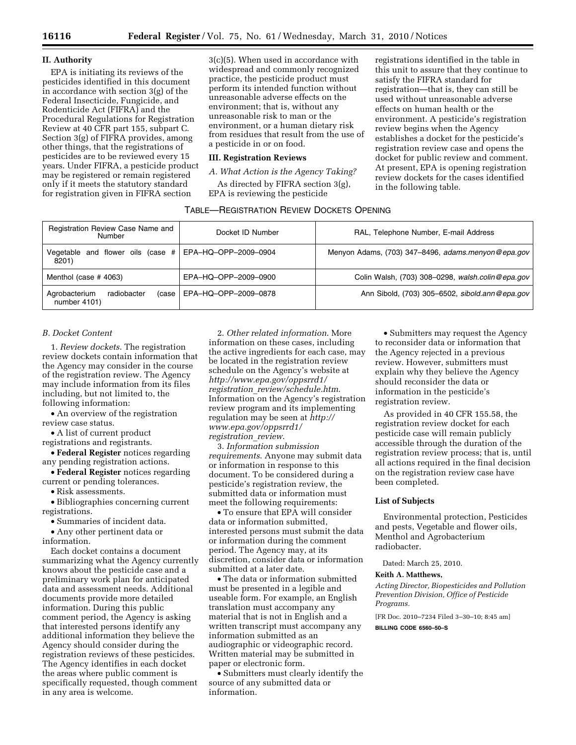## II. Authority

EPA is initiating its reviews of the pesticides identified in this document in accordance with section 3(g) of the Federal Insecticide, Fungicide, and Rodenticide Act (FIFRA) and the Procedural Regulations for Registration Review at 40 CFR part 155, subpart C. Section 3(g) of FIFRA provides, among other things, that the registrations of pesticides are to be reviewed every 15 years. Under FIFRA, a pesticide product may be registered or remain registered only if it meets the statutory standard for registration given in FIFRA section 3(c)(5). When used in accordance with widespread and commonly recognized practice, the pesticide product must perform its intended function without unreasonable adverse effects on the environment; that is, without any unreasonable risk to man or the environment, or a human dietary risk from residues that result from the use of a pesticide in or on food.

## III. Registration Reviews

*A. What Action is the Agency Taking?*

As directed by FIFRA section 3(g), EPA is reviewing the pesticide registrations identified in the table in this unit to assure that they continue to satisfy the FIFRA standard for registration—that is, they can still be used without unreasonable adverse effects on human health or the environment. A pesticide's registration review begins when the Agency establishes a docket for the pesticide's registration review case and opens the docket for public review and comment. At present, EPA is opening registration review dockets for the cases identified in the following table.

TABLE—REGISTRATION REVIEW DOCKETS OPENING

| Registration Review Case Name and Number | Docket ID Number | RAL, Telephone Number, E-mail Address |
|---|---|---|
| Vegetable and flower oils (case # 8201) | EPA–HQ–OPP–2009–0904 | Menyon Adams, (703) 347–8496, *adams.menyon@epa.gov* |
| Menthol (case # 4063) | EPA–HQ–OPP–2009–0900 | Colin Walsh, (703) 308–0298, *walsh.colin@epa.gov* |
| Agrobacterium radiobacter (case number 4101) | EPA–HQ–OPP–2009–0878 | Ann Sibold, (703) 305–6502, *sibold.ann@epa.gov* |

*B. Docket Content*

1. *Review dockets*. The registration review dockets contain information that the Agency may consider in the course of the registration review. The Agency may include information from its files including, but not limited to, the following information:

- An overview of the registration review case status.
- A list of current product registrations and registrants.
- **Federal Register** notices regarding any pending registration actions.
- **Federal Register** notices regarding current or pending tolerances.
- Risk assessments.
- Bibliographies concerning current registrations.
- Summaries of incident data.
- Any other pertinent data or information.

Each docket contains a document summarizing what the Agency currently knows about the pesticide case and a preliminary work plan for anticipated data and assessment needs. Additional documents provide more detailed information. During this public comment period, the Agency is asking that interested persons identify any additional information they believe the Agency should consider during the registration reviews of these pesticides. The Agency identifies in each docket the areas where public comment is specifically requested, though comment in any area is welcome.

2. *Other related information*. More information on these cases, including the active ingredients for each case, may be located in the registration review schedule on the Agency's website at *http://www.epa.gov/oppsrrd1/registration_review/schedule.htm*. Information on the Agency's registration review program and its implementing regulation may be seen at *http://www.epa.gov/oppsrrd1/registration_review*.

3. *Information submission requirements*. Anyone may submit data or information in response to this document. To be considered during a pesticide's registration review, the submitted data or information must meet the following requirements:

- To ensure that EPA will consider data or information submitted, interested persons must submit the data or information during the comment period. The Agency may, at its discretion, consider data or information submitted at a later date.
- The data or information submitted must be presented in a legible and useable form. For example, an English translation must accompany any material that is not in English and a written transcript must accompany any information submitted as an audiographic or videographic record. Written material may be submitted in paper or electronic form.
- Submitters must clearly identify the source of any submitted data or information.
- Submitters may request the Agency to reconsider data or information that the Agency rejected in a previous review. However, submitters must explain why they believe the Agency should reconsider the data or information in the pesticide's registration review.

As provided in 40 CFR 155.58, the registration review docket for each pesticide case will remain publicly accessible through the duration of the registration review process; that is, until all actions required in the final decision on the registration review case have been completed.

### List of Subjects

Environmental protection, Pesticides and pests, Vegetable and flower oils, Menthol and Agrobacterium radiobacter.

Dated: March 25, 2010.

**Keith A. Matthews,**

*Acting Director, Biopesticides and Pollution Prevention Division, Office of Pesticide Programs.*

[FR Doc. 2010–7234 Filed 3–30–10; 8:45 am]

**BILLING CODE 6560–50–S**